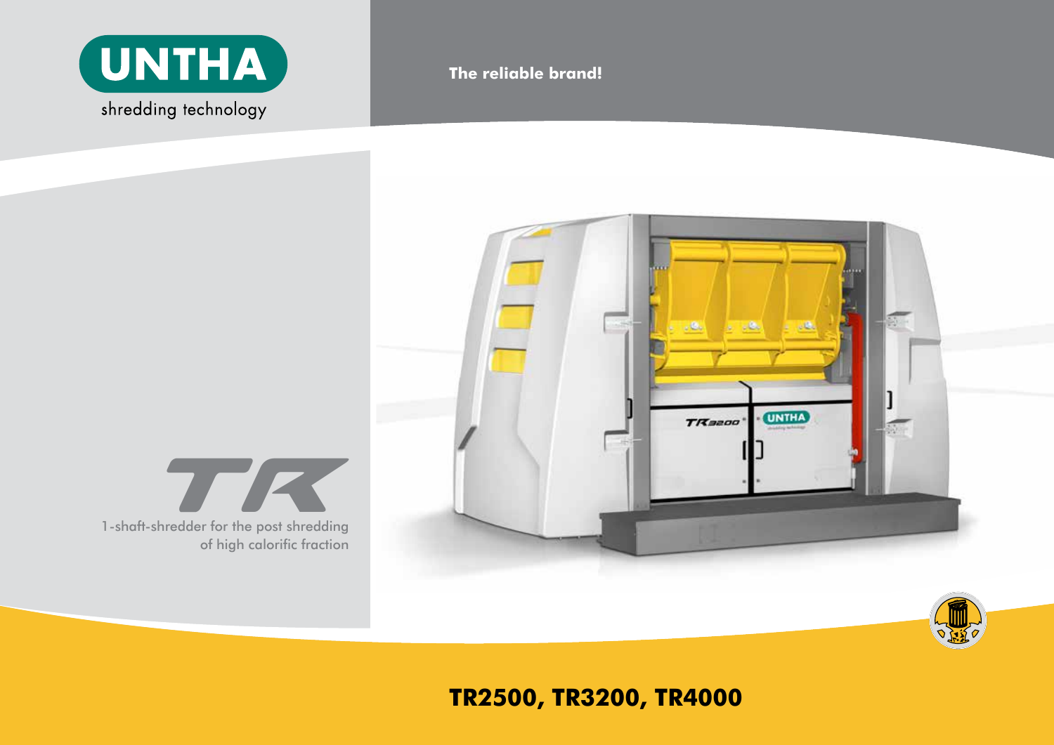# UNTHA

shredding technology

**The reliable brand!**

## TR

1-shaft-shredder for the post shredding of high calorific fraction

## TR2500, TR3200, TR4000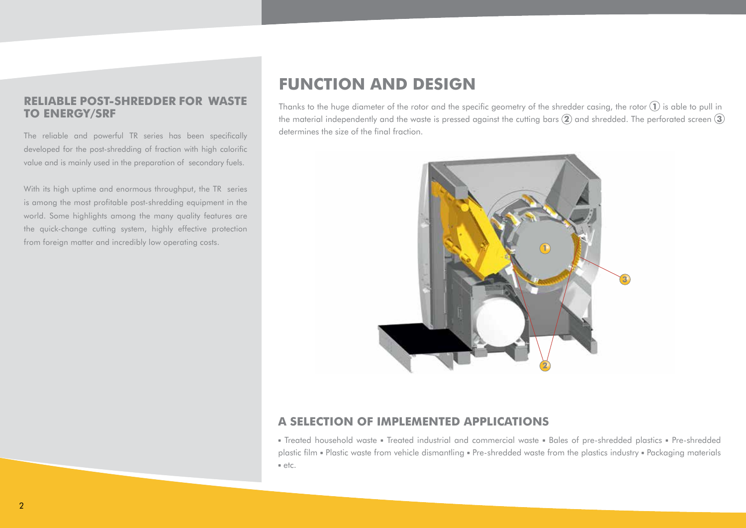## RELIABLE POST-SHREDDER FOR WASTE TO ENERGY/SRF

The reliable and powerful TR series has been specifically developed for the post-shredding of fraction with high calorific value and is mainly used in the preparation of secondary fuels.

With its high uptime and enormous throughput, the TR series is among the most profitable post-shredding equipment in the world. Some highlights among the many quality features are the quick-change cutting system, highly effective protection from foreign matter and incredibly low operating costs.

# FUNCTION AND DESIGN

Thanks to the huge diameter of the rotor and the specific geometry of the shredder casing, the rotor (1) is able to pull in the material independently and the waste is pressed against the cutting bars (2) and shredded. The perforated screen (3) determines the size of the final fraction.

## A SELECTION OF IMPLEMENTED APPLICATIONS

▪ Treated household waste ▪ Treated industrial and commercial waste ▪ Bales of pre-shredded plastics ▪ Pre-shredded plastic film ▪ Plastic waste from vehicle dismantling ▪ Pre-shredded waste from the plastics industry ▪ Packaging materials ▪ etc.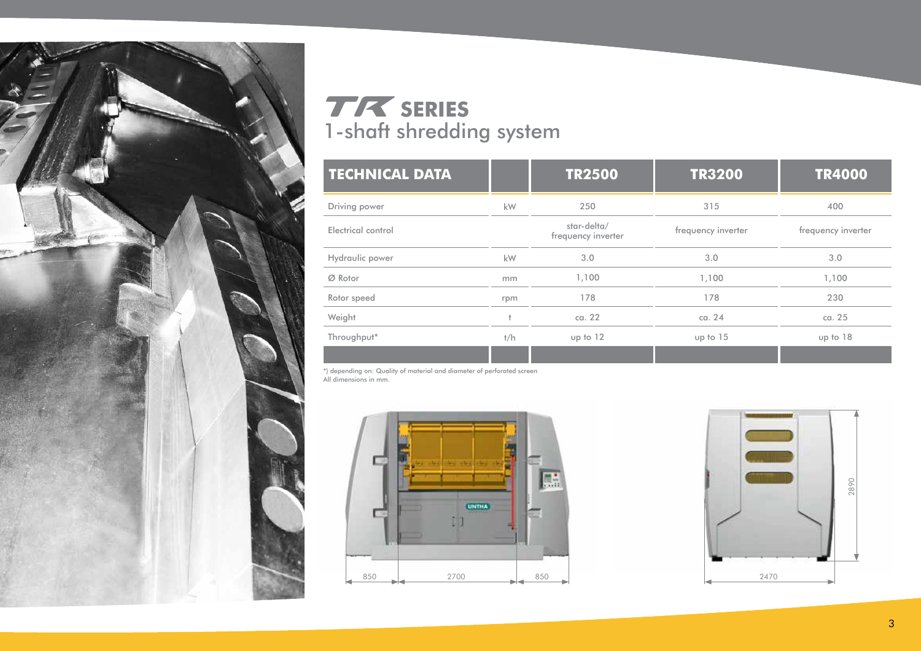# TR SERIES
## 1-shaft shredding system

| TECHNICAL DATA | | TR2500 | TR3200 | TR4000 |
|---|---|---|---|---|
| Driving power | kW | 250 | 315 | 400 |
| Electrical control | | star-delta/ frequency inverter | frequency inverter | frequency inverter |
| Hydraulic power | kW | 3.0 | 3.0 | 3.0 |
| Ø Rotor | mm | 1,100 | 1,100 | 1,100 |
| Rotor speed | rpm | 178 | 178 | 230 |
| Weight | t | ca. 22 | ca. 24 | ca. 25 |
| Throughput* | t/h | up to 12 | up to 15 | up to 18 |

*) depending on: Quality of material and diameter of perforated screen
All dimensions in mm.

850 | 2700 | 850

2890

2470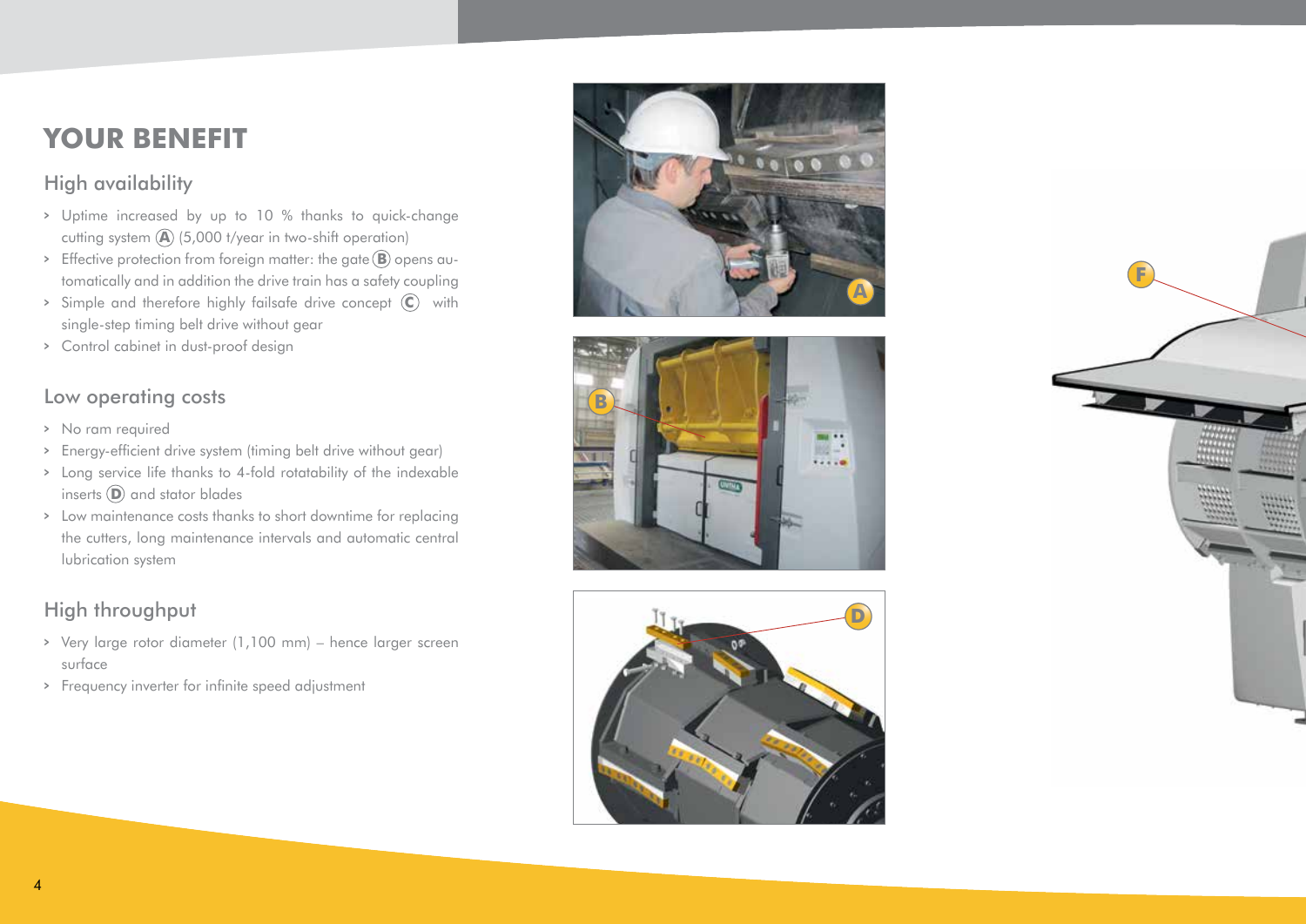# YOUR BENEFIT

## High availability

- Uptime increased by up to 10 % thanks to quick-change cutting system (A) (5,000 t/year in two-shift operation)
- Effective protection from foreign matter: the gate (B) opens automatically and in addition the drive train has a safety coupling
- Simple and therefore highly failsafe drive concept (C) with single-step timing belt drive without gear
- Control cabinet in dust-proof design

## Low operating costs

- No ram required
- Energy-efficient drive system (timing belt drive without gear)
- Long service life thanks to 4-fold rotatability of the indexable inserts (D) and stator blades
- Low maintenance costs thanks to short downtime for replacing the cutters, long maintenance intervals and automatic central lubrication system

## High throughput

- Very large rotor diameter (1,100 mm) – hence larger screen surface
- Frequency inverter for infinite speed adjustment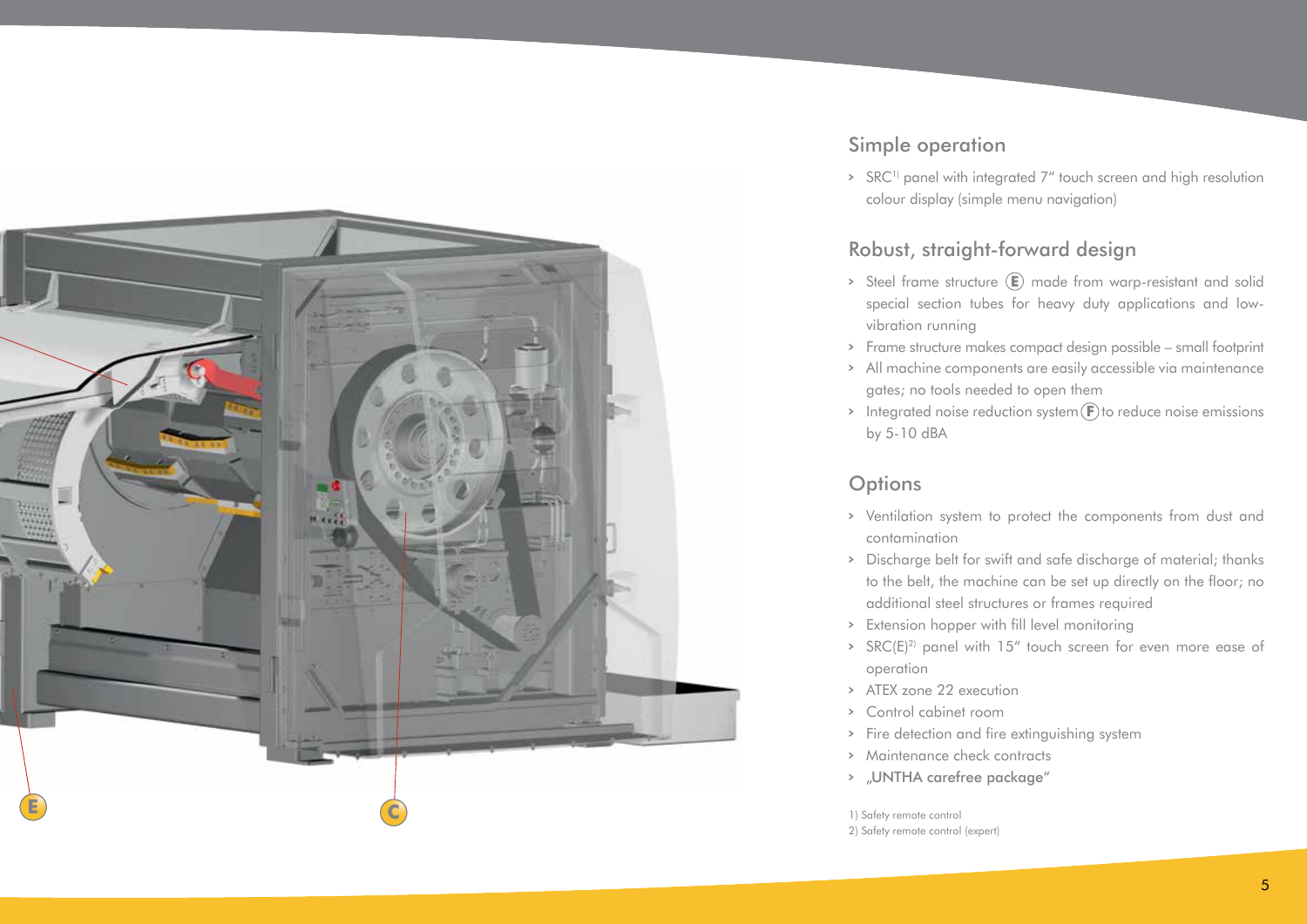## Simple operation

- SRC[1] panel with integrated 7" touch screen and high resolution colour display (simple menu navigation)

## Robust, straight-forward design

- Steel frame structure (E) made from warp-resistant and solid special section tubes for heavy duty applications and low-vibration running
- Frame structure makes compact design possible – small footprint
- All machine components are easily accessible via maintenance gates; no tools needed to open them
- Integrated noise reduction system (F) to reduce noise emissions by 5-10 dBA

## Options

- Ventilation system to protect the components from dust and contamination
- Discharge belt for swift and safe discharge of material; thanks to the belt, the machine can be set up directly on the floor; no additional steel structures or frames required
- Extension hopper with fill level monitoring
- SRC(E)[2] panel with 15" touch screen for even more ease of operation
- ATEX zone 22 execution
- Control cabinet room
- Fire detection and fire extinguishing system
- Maintenance check contracts
- „UNTHA carefree package"

1) Safety remote control
2) Safety remote control (expert)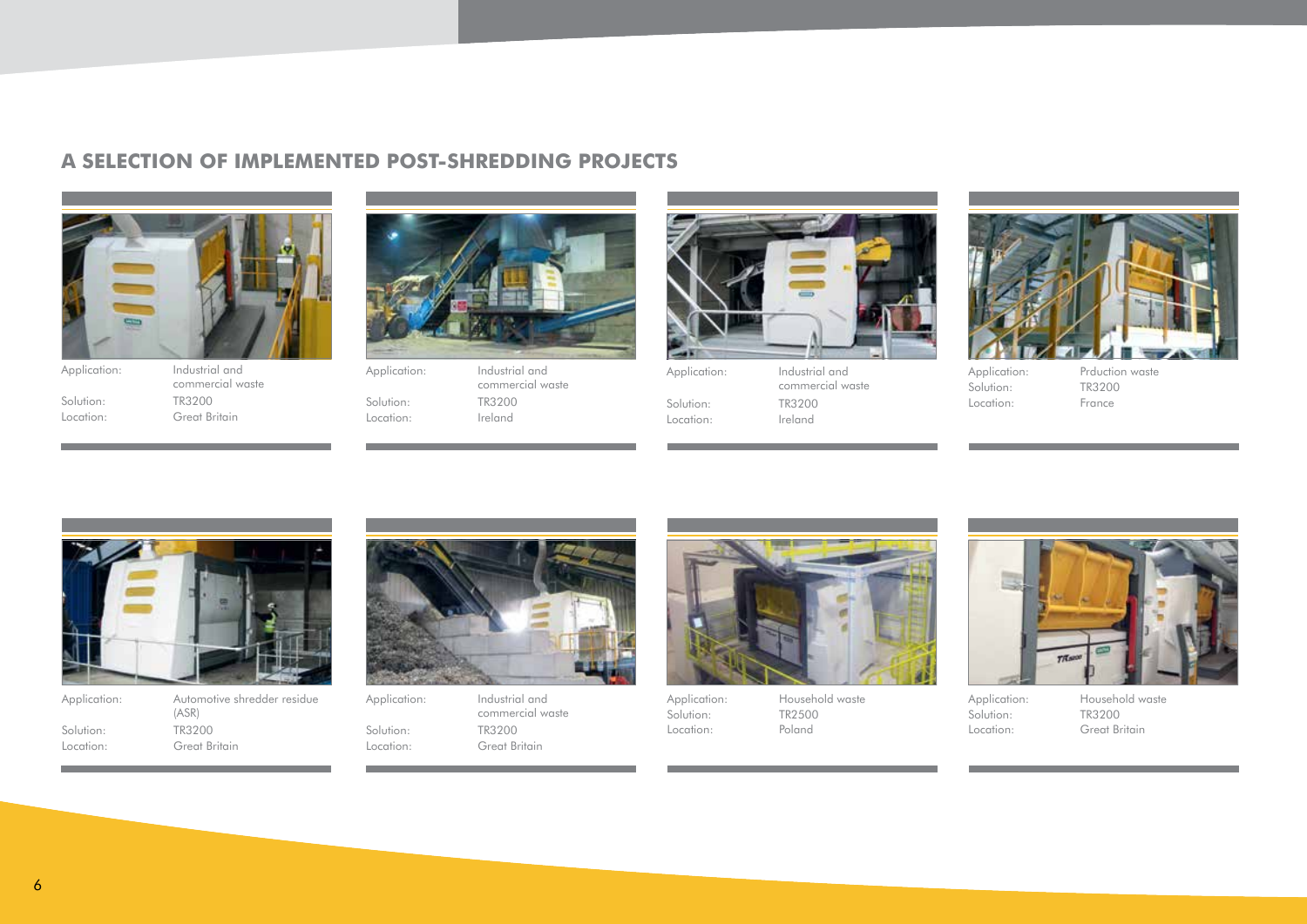## A SELECTION OF IMPLEMENTED POST-SHREDDING PROJECTS

Application: Industrial and commercial waste
Solution: TR3200
Location: Great Britain

Application: Industrial and commercial waste
Solution: TR3200
Location: Ireland

Application: Industrial and commercial waste
Solution: TR3200
Location: Ireland

Application: Prduction waste
Solution: TR3200
Location: France

Application: Automotive shredder residue (ASR)
Solution: TR3200
Location: Great Britain

Application: Industrial and commercial waste
Solution: TR3200
Location: Great Britain

Application: Household waste
Solution: TR2500
Location: Poland

Application: Household waste
Solution: TR3200
Location: Great Britain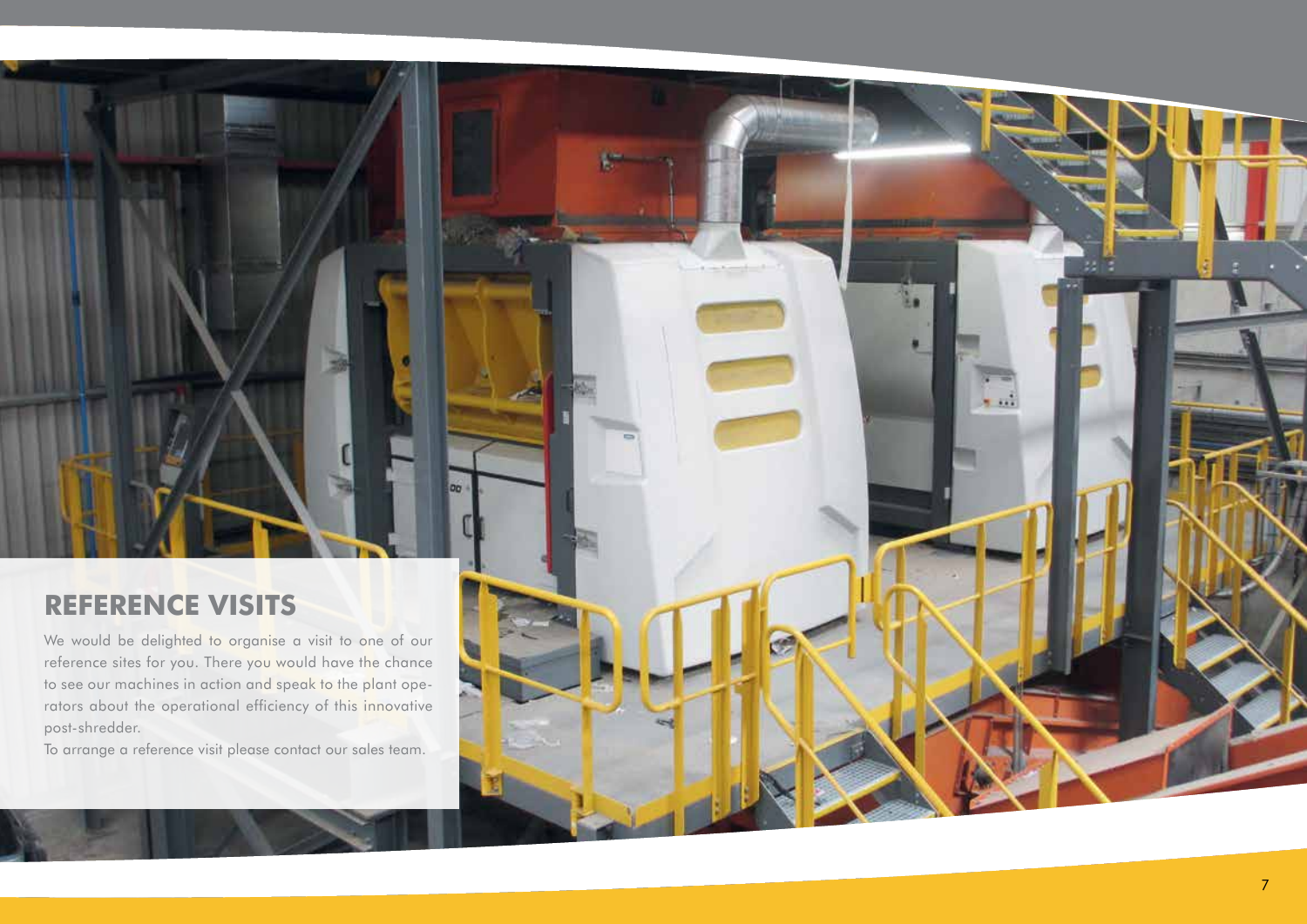## REFERENCE VISITS

We would be delighted to organise a visit to one of our reference sites for you. There you would have the chance to see our machines in action and speak to the plant operators about the operational efficiency of this innovative post-shredder.

To arrange a reference visit please contact our sales team.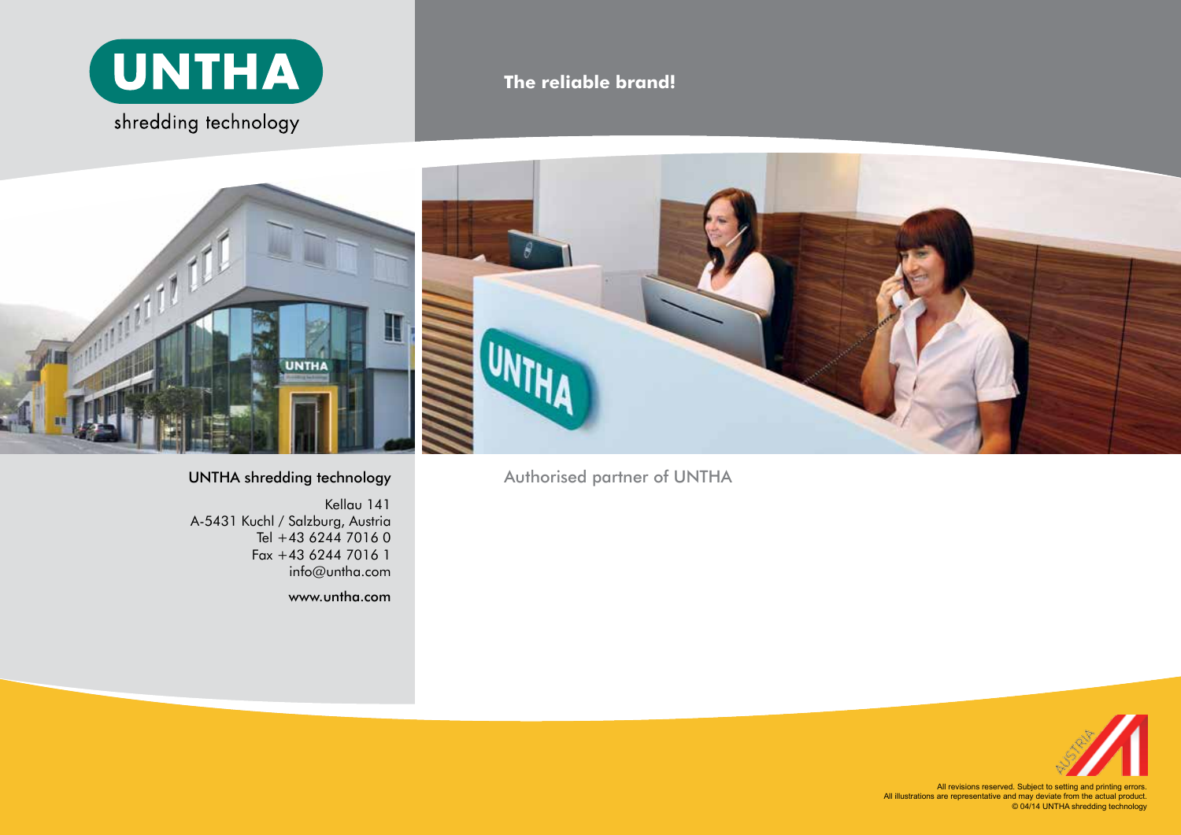UNTHA

shredding technology

**The reliable brand!**

UNTHA shredding technology

Kellau 141
A-5431 Kuchl / Salzburg, Austria
Tel +43 6244 7016 0
Fax +43 6244 7016 1
info@untha.com

www.untha.com

Authorised partner of UNTHA

All revisions reserved. Subject to setting and printing errors.
All illustrations are representative and may deviate from the actual product.
© 04/14 UNTHA shredding technology